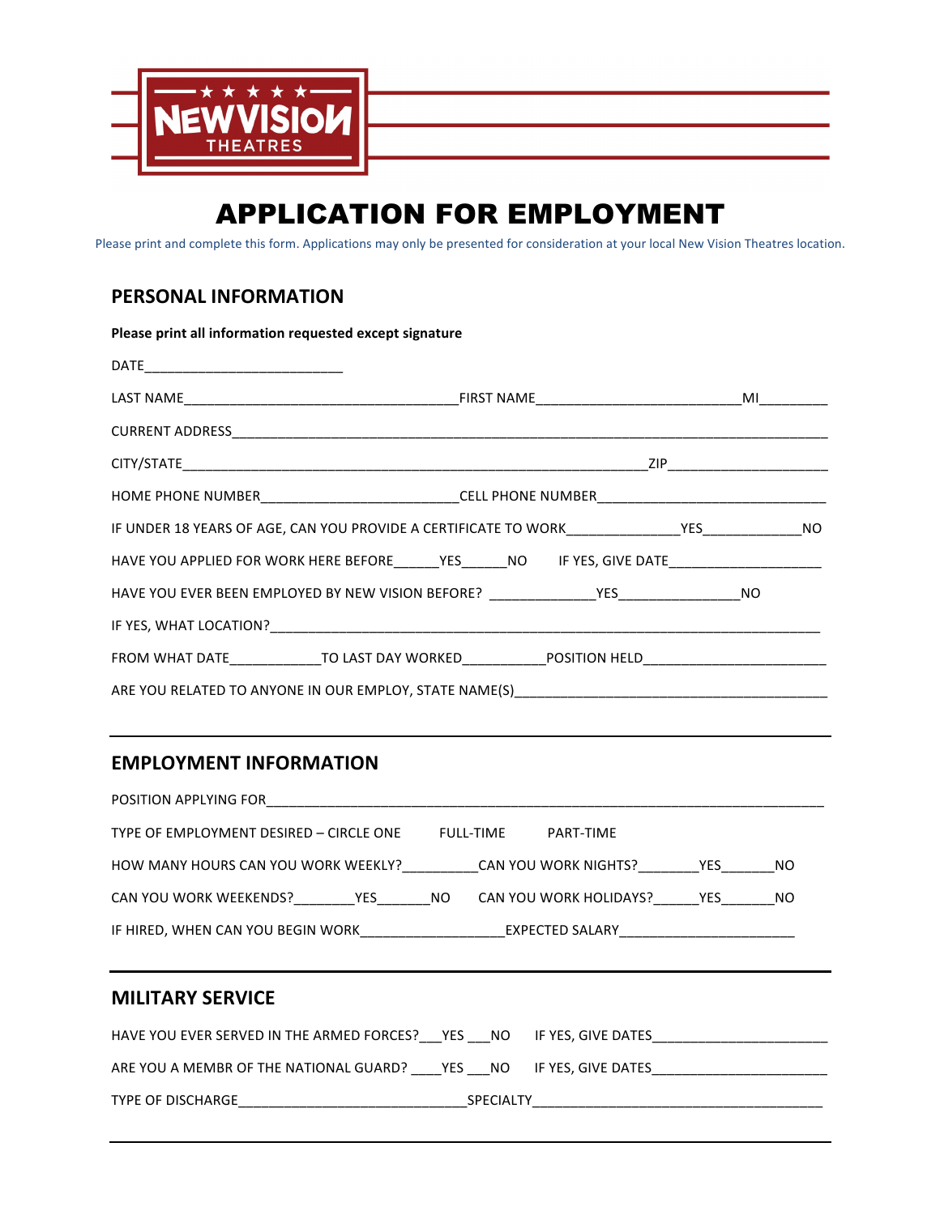NEW VISION THEATRES

# APPLICATION FOR EMPLOYMENT

Please print and complete this form. Applications may only be presented for consideration at your local New Vision Theatres location.

## PERSONAL INFORMATION

**Please print all information requested except signature**

DATE___________________________

LAST NAME_____________________________________FIRST NAME____________________________MI_________

CURRENT ADDRESS_________________________________________________________________________________

CITY/STATE______________________________________________________________ZIP______________________

HOME PHONE NUMBER___________________________CELL PHONE NUMBER________________________________

IF UNDER 18 YEARS OF AGE, CAN YOU PROVIDE A CERTIFICATE TO WORK_______________YES_____________NO

HAVE YOU APPLIED FOR WORK HERE BEFORE______YES______NO IF YES, GIVE DATE_____________________

HAVE YOU EVER BEEN EMPLOYED BY NEW VISION BEFORE? ______________YES________________NO

IF YES, WHAT LOCATION?__________________________________________________________________________

FROM WHAT DATE____________TO LAST DAY WORKED___________POSITION HELD_________________________

ARE YOU RELATED TO ANYONE IN OUR EMPLOY, STATE NAME(S)___________________________________________

## EMPLOYMENT INFORMATION

POSITION APPLYING FOR________________________________________________________________________________

TYPE OF EMPLOYMENT DESIRED – CIRCLE ONE FULL-TIME PART-TIME

HOW MANY HOURS CAN YOU WORK WEEKLY?__________CAN YOU WORK NIGHTS?________YES_______NO

CAN YOU WORK WEEKENDS?________YES_______NO CAN YOU WORK HOLIDAYS?______YES_______NO

IF HIRED, WHEN CAN YOU BEGIN WORK___________________EXPECTED SALARY________________________

## MILITARY SERVICE

HAVE YOU EVER SERVED IN THE ARMED FORCES?___YES ___NO IF YES, GIVE DATES________________________

ARE YOU A MEMBR OF THE NATIONAL GUARD? ____YES ___NO IF YES, GIVE DATES________________________

TYPE OF DISCHARGE______________________________SPECIALTY_______________________________________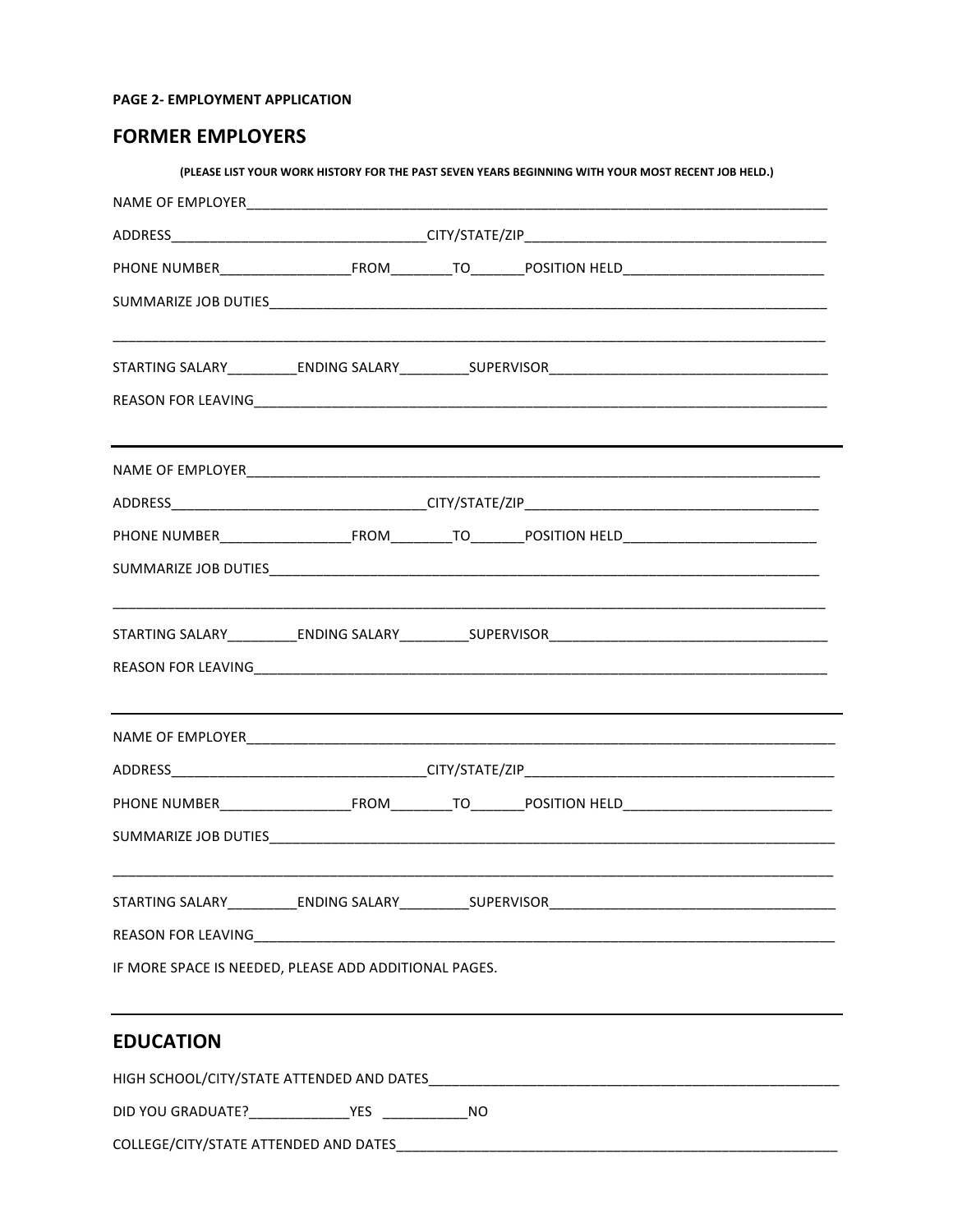**PAGE 2- EMPLOYMENT APPLICATION**

## FORMER EMPLOYERS

**(PLEASE LIST YOUR WORK HISTORY FOR THE PAST SEVEN YEARS BEGINNING WITH YOUR MOST RECENT JOB HELD.)**

NAME OF EMPLOYER_______________________________________________________________________________

ADDRESS_________________________________CITY/STATE/ZIP_______________________________________

PHONE NUMBER_________________FROM________TO_______POSITION HELD__________________________

SUMMARIZE JOB DUTIES___________________________________________________________________________

_______________________________________________________________________________________________

STARTING SALARY_________ENDING SALARY_________SUPERVISOR____________________________________

REASON FOR LEAVING_____________________________________________________________________________

---

NAME OF EMPLOYER_______________________________________________________________________________

ADDRESS_________________________________CITY/STATE/ZIP_______________________________________

PHONE NUMBER_________________FROM________TO_______POSITION HELD__________________________

SUMMARIZE JOB DUTIES___________________________________________________________________________

_______________________________________________________________________________________________

STARTING SALARY_________ENDING SALARY_________SUPERVISOR____________________________________

REASON FOR LEAVING_____________________________________________________________________________

---

NAME OF EMPLOYER_______________________________________________________________________________

ADDRESS_________________________________CITY/STATE/ZIP_______________________________________

PHONE NUMBER_________________FROM________TO_______POSITION HELD__________________________

SUMMARIZE JOB DUTIES___________________________________________________________________________

_______________________________________________________________________________________________

STARTING SALARY_________ENDING SALARY_________SUPERVISOR____________________________________

REASON FOR LEAVING_____________________________________________________________________________

IF MORE SPACE IS NEEDED, PLEASE ADD ADDITIONAL PAGES.

---

## EDUCATION

HIGH SCHOOL/CITY/STATE ATTENDED AND DATES______________________________________________________

DID YOU GRADUATE?_____________YES ___________NO

COLLEGE/CITY/STATE ATTENDED AND DATES__________________________________________________________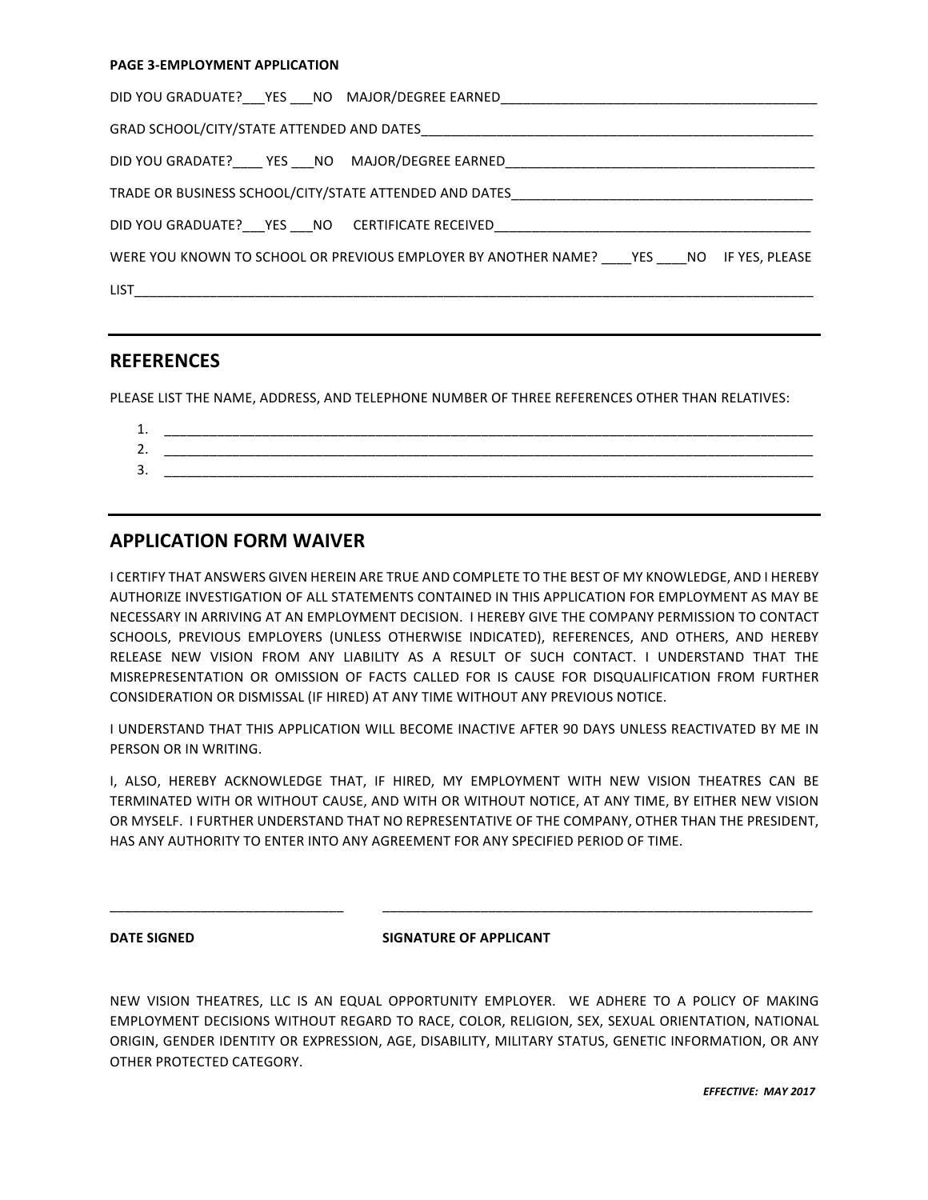**PAGE 3-EMPLOYMENT APPLICATION**

DID YOU GRADUATE?___YES ___NO MAJOR/DEGREE EARNED___________________________________________

GRAD SCHOOL/CITY/STATE ATTENDED AND DATES______________________________________________________

DID YOU GRADUATE?____ YES ___NO MAJOR/DEGREE EARNED_________________________________________

TRADE OR BUSINESS SCHOOL/CITY/STATE ATTENDED AND DATES________________________________________

DID YOU GRADUATE?___YES ___NO CERTIFICATE RECEIVED___________________________________________

WERE YOU KNOWN TO SCHOOL OR PREVIOUS EMPLOYER BY ANOTHER NAME? ____YES ____NO IF YES, PLEASE LIST_______________________________________________________________________________________

---

## REFERENCES

PLEASE LIST THE NAME, ADDRESS, AND TELEPHONE NUMBER OF THREE REFERENCES OTHER THAN RELATIVES:

1. ______________________________________________________________________________
2. ______________________________________________________________________________
3. ______________________________________________________________________________

---

## APPLICATION FORM WAIVER

I CERTIFY THAT ANSWERS GIVEN HEREIN ARE TRUE AND COMPLETE TO THE BEST OF MY KNOWLEDGE, AND I HEREBY AUTHORIZE INVESTIGATION OF ALL STATEMENTS CONTAINED IN THIS APPLICATION FOR EMPLOYMENT AS MAY BE NECESSARY IN ARRIVING AT AN EMPLOYMENT DECISION. I HEREBY GIVE THE COMPANY PERMISSION TO CONTACT SCHOOLS, PREVIOUS EMPLOYERS (UNLESS OTHERWISE INDICATED), REFERENCES, AND OTHERS, AND HEREBY RELEASE NEW VISION FROM ANY LIABILITY AS A RESULT OF SUCH CONTACT. I UNDERSTAND THAT THE MISREPRESENTATION OR OMISSION OF FACTS CALLED FOR IS CAUSE FOR DISQUALIFICATION FROM FURTHER CONSIDERATION OR DISMISSAL (IF HIRED) AT ANY TIME WITHOUT ANY PREVIOUS NOTICE.

I UNDERSTAND THAT THIS APPLICATION WILL BECOME INACTIVE AFTER 90 DAYS UNLESS REACTIVATED BY ME IN PERSON OR IN WRITING.

I, ALSO, HEREBY ACKNOWLEDGE THAT, IF HIRED, MY EMPLOYMENT WITH NEW VISION THEATRES CAN BE TERMINATED WITH OR WITHOUT CAUSE, AND WITH OR WITHOUT NOTICE, AT ANY TIME, BY EITHER NEW VISION OR MYSELF. I FURTHER UNDERSTAND THAT NO REPRESENTATIVE OF THE COMPANY, OTHER THAN THE PRESIDENT, HAS ANY AUTHORITY TO ENTER INTO ANY AGREEMENT FOR ANY SPECIFIED PERIOD OF TIME.

_______________________________ _____________________________________________________________

**DATE SIGNED** **SIGNATURE OF APPLICANT**

NEW VISION THEATRES, LLC IS AN EQUAL OPPORTUNITY EMPLOYER. WE ADHERE TO A POLICY OF MAKING EMPLOYMENT DECISIONS WITHOUT REGARD TO RACE, COLOR, RELIGION, SEX, SEXUAL ORIENTATION, NATIONAL ORIGIN, GENDER IDENTITY OR EXPRESSION, AGE, DISABILITY, MILITARY STATUS, GENETIC INFORMATION, OR ANY OTHER PROTECTED CATEGORY.

***EFFECTIVE: MAY 2017***